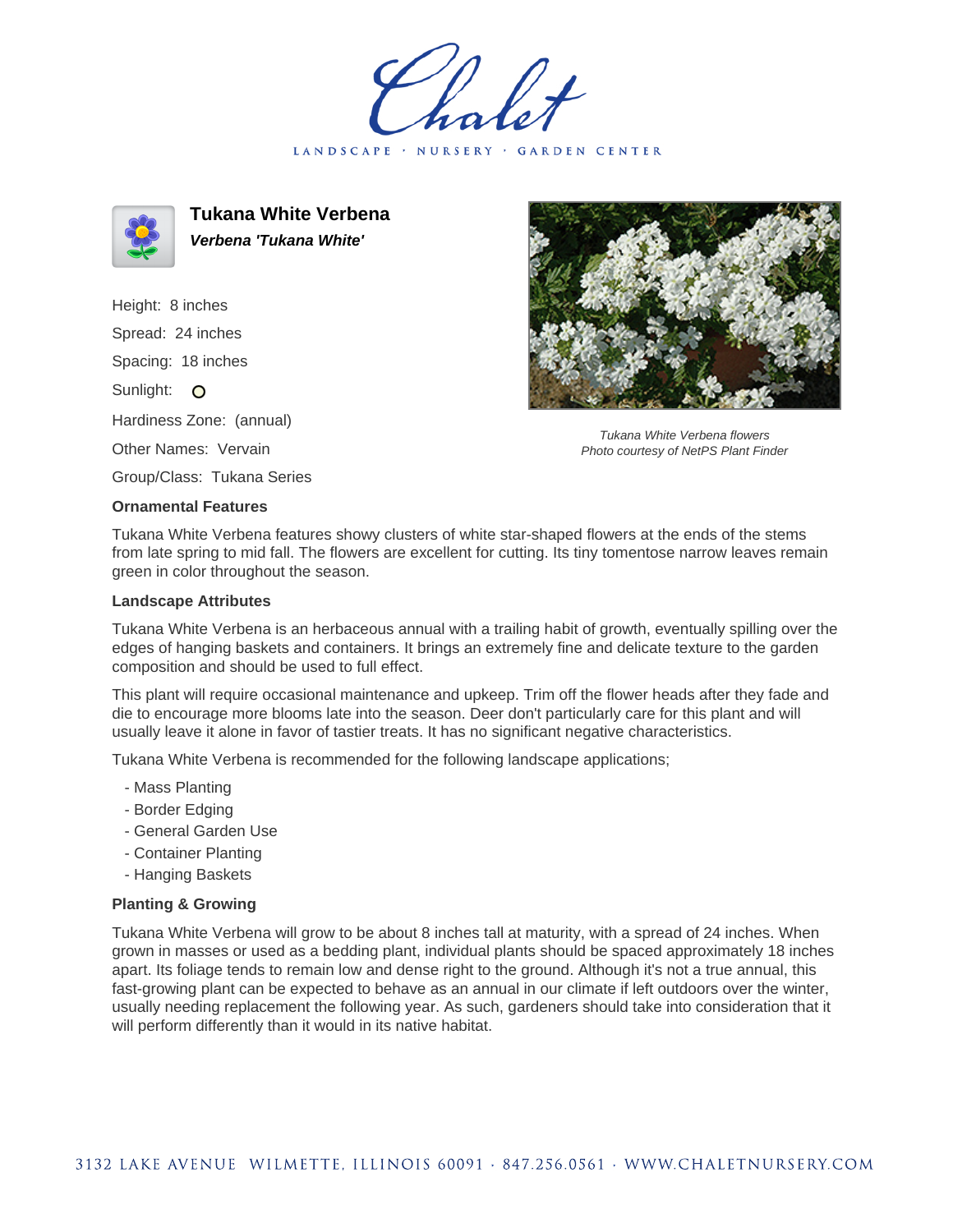Chalet

LANDSCAPE · NURSERY · GARDEN CENTER

# Tukana White Verbena

***Verbena 'Tukana White'***

Height: 8 inches

Spread: 24 inches

Spacing: 18 inches

Sunlight: O

Hardiness Zone: (annual)

Other Names: Vervain

Group/Class: Tukana Series

*Tukana White Verbena flowers*
*Photo courtesy of NetPS Plant Finder*

### Ornamental Features

Tukana White Verbena features showy clusters of white star-shaped flowers at the ends of the stems from late spring to mid fall. The flowers are excellent for cutting. Its tiny tomentose narrow leaves remain green in color throughout the season.

### Landscape Attributes

Tukana White Verbena is an herbaceous annual with a trailing habit of growth, eventually spilling over the edges of hanging baskets and containers. It brings an extremely fine and delicate texture to the garden composition and should be used to full effect.

This plant will require occasional maintenance and upkeep. Trim off the flower heads after they fade and die to encourage more blooms late into the season. Deer don't particularly care for this plant and will usually leave it alone in favor of tastier treats. It has no significant negative characteristics.

Tukana White Verbena is recommended for the following landscape applications;

- Mass Planting
- Border Edging
- General Garden Use
- Container Planting
- Hanging Baskets

### Planting & Growing

Tukana White Verbena will grow to be about 8 inches tall at maturity, with a spread of 24 inches. When grown in masses or used as a bedding plant, individual plants should be spaced approximately 18 inches apart. Its foliage tends to remain low and dense right to the ground. Although it's not a true annual, this fast-growing plant can be expected to behave as an annual in our climate if left outdoors over the winter, usually needing replacement the following year. As such, gardeners should take into consideration that it will perform differently than it would in its native habitat.

3132 LAKE AVENUE WILMETTE, ILLINOIS 60091 · 847.256.0561 · WWW.CHALETNURSERY.COM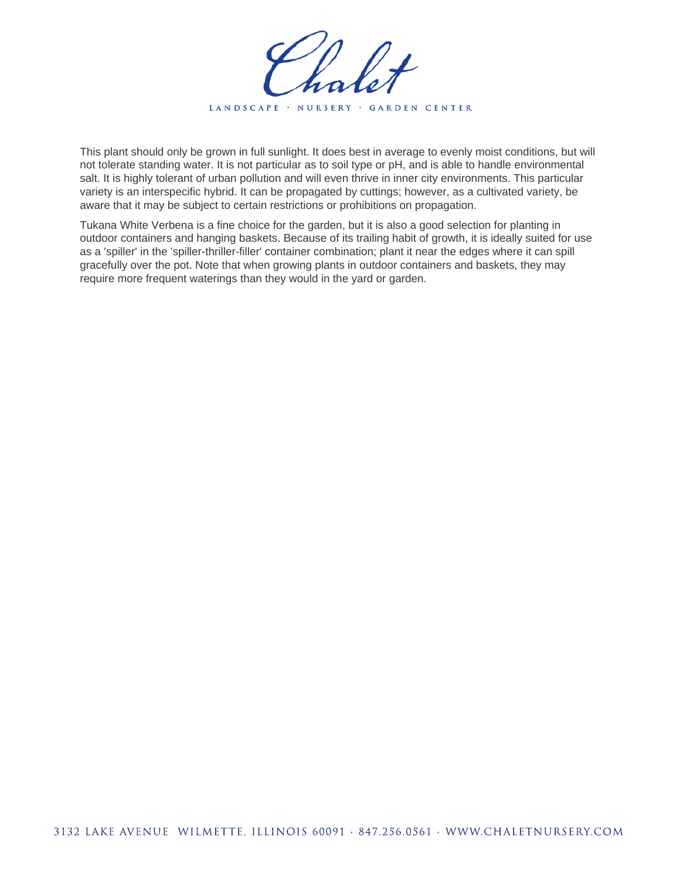This plant should only be grown in full sunlight. It does best in average to evenly moist conditions, but will not tolerate standing water. It is not particular as to soil type or pH, and is able to handle environmental salt. It is highly tolerant of urban pollution and will even thrive in inner city environments. This particular variety is an interspecific hybrid. It can be propagated by cuttings; however, as a cultivated variety, be aware that it may be subject to certain restrictions or prohibitions on propagation.

Tukana White Verbena is a fine choice for the garden, but it is also a good selection for planting in outdoor containers and hanging baskets. Because of its trailing habit of growth, it is ideally suited for use as a 'spiller' in the 'spiller-thriller-filler' container combination; plant it near the edges where it can spill gracefully over the pot. Note that when growing plants in outdoor containers and baskets, they may require more frequent waterings than they would in the yard or garden.